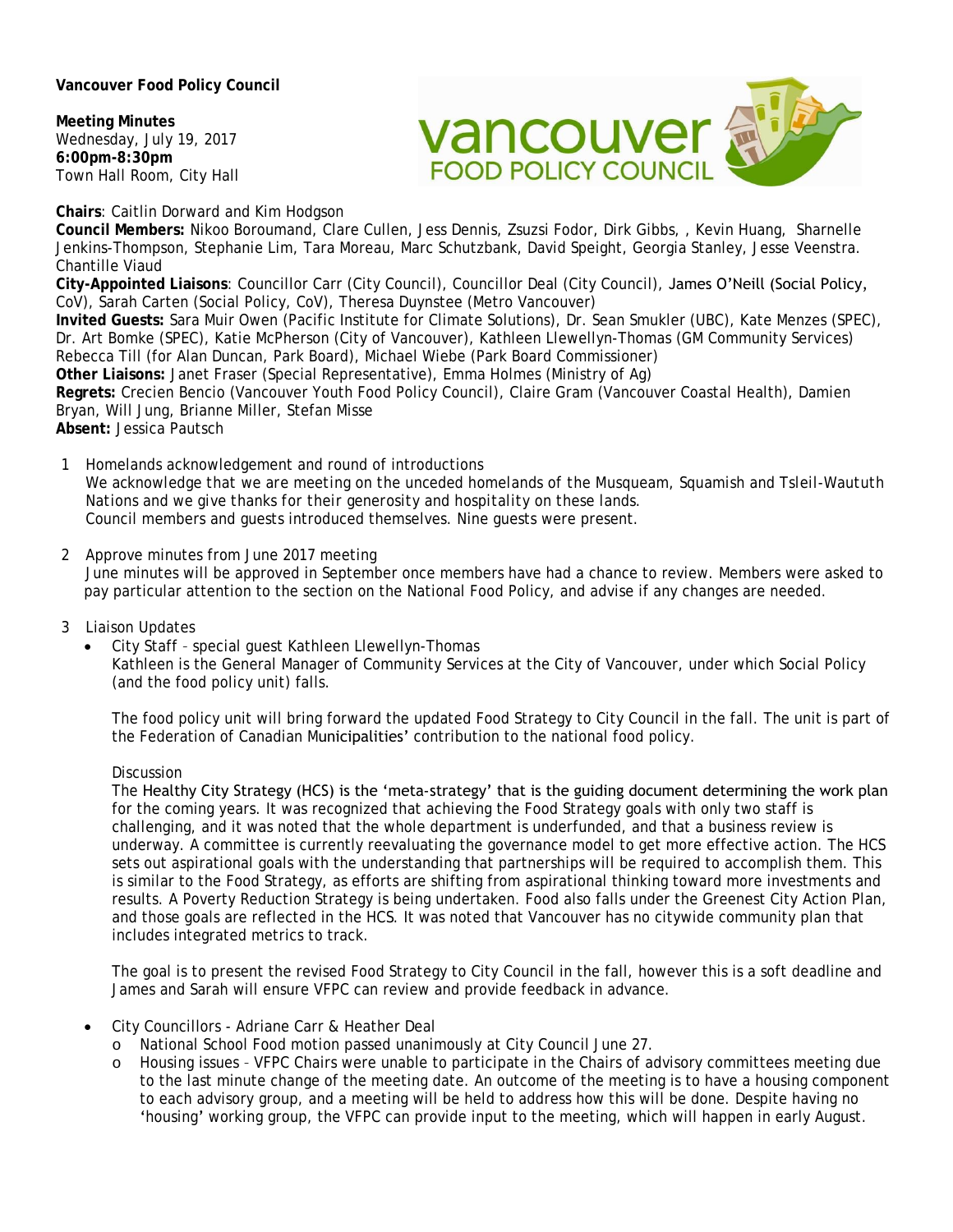**Vancouver Food Policy Council**

**Meeting Minutes**
Wednesday, July 19, 2017
**6:00pm-8:30pm**
Town Hall Room, City Hall

**Chairs**: Caitlin Dorward and Kim Hodgson
**Council Members:** Nikoo Boroumand, Clare Cullen, Jess Dennis, Zsuzsi Fodor, Dirk Gibbs, , Kevin Huang, Sharnelle Jenkins-Thompson, Stephanie Lim, Tara Moreau, Marc Schutzbank, David Speight, Georgia Stanley, Jesse Veenstra. Chantille Viaud
**City-Appointed Liaisons**: Councillor Carr (City Council), Councillor Deal (City Council), James O'Neill (Social Policy, CoV), Sarah Carten (Social Policy, CoV), Theresa Duynstee (Metro Vancouver)
**Invited Guests:** Sara Muir Owen (Pacific Institute for Climate Solutions), Dr. Sean Smukler (UBC), Kate Menzes (SPEC), Dr. Art Bomke (SPEC), Katie McPherson (City of Vancouver), Kathleen Llewellyn-Thomas (GM Community Services) Rebecca Till (for Alan Duncan, Park Board), Michael Wiebe (Park Board Commissioner)
**Other Liaisons:** Janet Fraser (Special Representative), Emma Holmes (Ministry of Ag)
**Regrets:** Crecien Bencio (Vancouver Youth Food Policy Council), Claire Gram (Vancouver Coastal Health), Damien Bryan, Will Jung, Brianne Miller, Stefan Misse
**Absent:** Jessica Pautsch

1. Homelands acknowledgement and round of introductions
   *We acknowledge that we are meeting on the unceded homelands of the Musqueam, Squamish and Tsleil-Waututh Nations and we give thanks for their generosity and hospitality on these lands.*
   Council members and guests introduced themselves. Nine guests were present.

2. Approve minutes from June 2017 meeting
   June minutes will be approved in September once members have had a chance to review. Members were asked to pay particular attention to the section on the National Food Policy, and advise if any changes are needed.

3. Liaison Updates
   - City Staff – special guest Kathleen Llewellyn-Thomas
     Kathleen is the General Manager of Community Services at the City of Vancouver, under which Social Policy (and the food policy unit) falls.

     The food policy unit will bring forward the updated Food Strategy to City Council in the fall. The unit is part of the Federation of Canadian Municipalities' contribution to the national food policy.

     Discussion
     The Healthy City Strategy (HCS) is the 'meta-strategy' that is the guiding document determining the work plan for the coming years. It was recognized that achieving the Food Strategy goals with only two staff is challenging, and it was noted that the whole department is underfunded, and that a business review is underway. A committee is currently reevaluating the governance model to get more effective action. The HCS sets out aspirational goals with the understanding that partnerships will be required to accomplish them. This is similar to the Food Strategy, as efforts are shifting from aspirational thinking toward more investments and results. A Poverty Reduction Strategy is being undertaken. Food also falls under the Greenest City Action Plan, and those goals are reflected in the HCS. It was noted that Vancouver has no citywide community plan that includes integrated metrics to track.

     The goal is to present the revised Food Strategy to City Council in the fall, however this is a soft deadline and James and Sarah will ensure VFPC can review and provide feedback in advance.

   - City Councillors - Adriane Carr & Heather Deal
     - National School Food motion passed unanimously at City Council June 27.
     - Housing issues – VFPC Chairs were unable to participate in the Chairs of advisory committees meeting due to the last minute change of the meeting date. An outcome of the meeting is to have a housing component to each advisory group, and a meeting will be held to address how this will be done. Despite having no 'housing' working group, the VFPC can provide input to the meeting, which will happen in early August.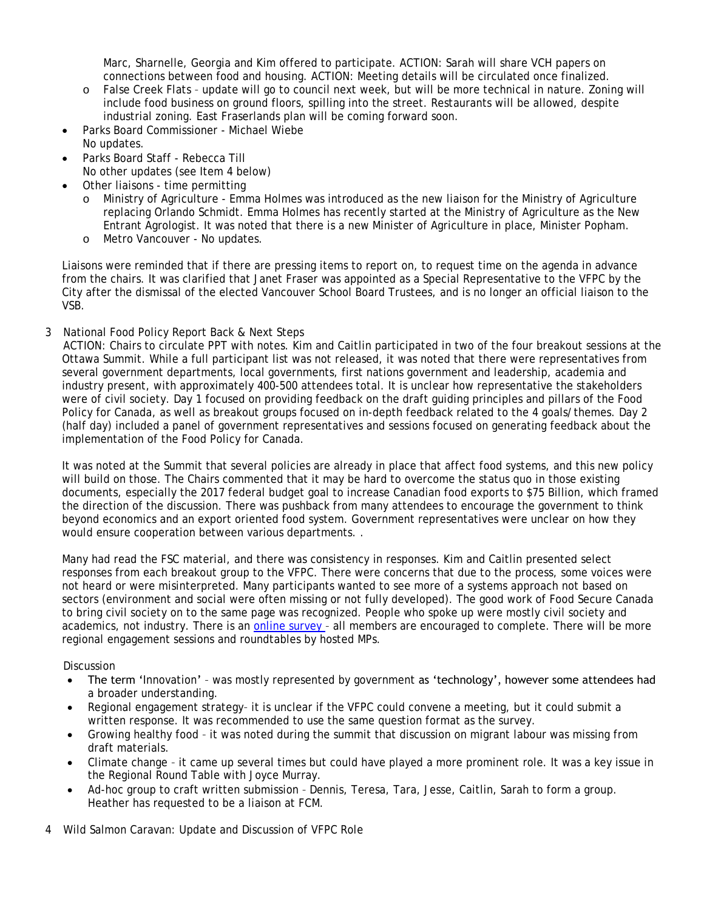Marc, Sharnelle, Georgia and Kim offered to participate. ACTION: Sarah will share VCH papers on connections between food and housing. ACTION: Meeting details will be circulated once finalized.

  - False Creek Flats – update will go to council next week, but will be more technical in nature. Zoning will include food business on ground floors, spilling into the street. Restaurants will be allowed, despite industrial zoning. East Fraserlands plan will be coming forward soon.

- Parks Board Commissioner - Michael Wiebe
  No updates.
- Parks Board Staff - Rebecca Till
  No other updates (see Item 4 below)
- Other liaisons - time permitting
  - Ministry of Agriculture - Emma Holmes was introduced as the new liaison for the Ministry of Agriculture replacing Orlando Schmidt. Emma Holmes has recently started at the Ministry of Agriculture as the New Entrant Agrologist. It was noted that there is a new Minister of Agriculture in place, Minister Popham.
  - Metro Vancouver - No updates.

Liaisons were reminded that if there are pressing items to report on, to request time on the agenda in advance from the chairs. It was clarified that Janet Fraser was appointed as a Special Representative to the VFPC by the City after the dismissal of the elected Vancouver School Board Trustees, and is no longer an official liaison to the VSB.

3 National Food Policy Report Back & Next Steps

ACTION: Chairs to circulate PPT with notes. Kim and Caitlin participated in two of the four breakout sessions at the Ottawa Summit. While a full participant list was not released, it was noted that there were representatives from several government departments, local governments, first nations government and leadership, academia and industry present, with approximately 400-500 attendees total. It is unclear how representative the stakeholders were of civil society. Day 1 focused on providing feedback on the draft guiding principles and pillars of the Food Policy for Canada, as well as breakout groups focused on in-depth feedback related to the 4 goals/themes. Day 2 (half day) included a panel of government representatives and sessions focused on generating feedback about the implementation of the Food Policy for Canada.

It was noted at the Summit that several policies are already in place that affect food systems, and this new policy will build on those. The Chairs commented that it may be hard to overcome the status quo in those existing documents, especially the 2017 federal budget goal to increase Canadian food exports to $75 Billion, which framed the direction of the discussion. There was pushback from many attendees to encourage the government to think beyond economics and an export oriented food system. Government representatives were unclear on how they would ensure cooperation between various departments. .

Many had read the FSC material, and there was consistency in responses. Kim and Caitlin presented select responses from each breakout group to the VFPC. There were concerns that due to the process, some voices were not heard or were misinterpreted. Many participants wanted to see more of a systems approach not based on sectors (environment and social were often missing or not fully developed). The good work of Food Secure Canada to bring civil society on to the same page was recognized. People who spoke up were mostly civil society and academics, not industry. There is an online survey – all members are encouraged to complete. There will be more regional engagement sessions and roundtables by hosted MPs.

Discussion

- The term 'Innovation' – was mostly represented by government as 'technology', however some attendees had a broader understanding.
- Regional engagement strategy– it is unclear if the VFPC could convene a meeting, but it could submit a written response. It was recommended to use the same question format as the survey.
- Growing healthy food – it was noted during the summit that discussion on migrant labour was missing from draft materials.
- Climate change – it came up several times but could have played a more prominent role. It was a key issue in the Regional Round Table with Joyce Murray.
- Ad-hoc group to craft written submission – Dennis, Teresa, Tara, Jesse, Caitlin, Sarah to form a group. Heather has requested to be a liaison at FCM.

4 Wild Salmon Caravan: Update and Discussion of VFPC Role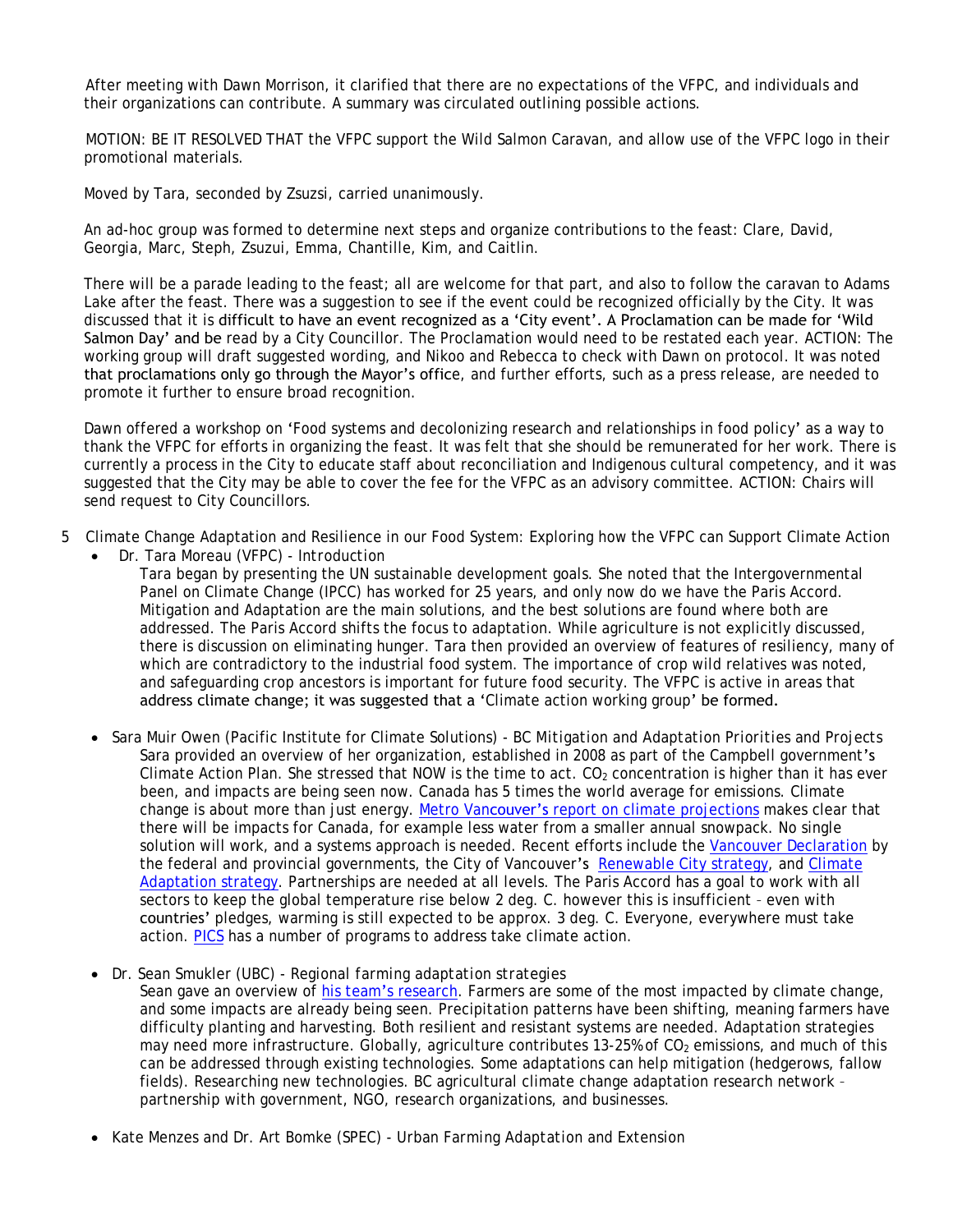After meeting with Dawn Morrison, it clarified that there are no expectations of the VFPC, and individuals and their organizations can contribute. A summary was circulated outlining possible actions.

MOTION: BE IT RESOLVED THAT the VFPC support the Wild Salmon Caravan, and allow use of the VFPC logo in their promotional materials.

Moved by Tara, seconded by Zsuzsi, carried unanimously.

An ad-hoc group was formed to determine next steps and organize contributions to the feast: Clare, David, Georgia, Marc, Steph, Zsuzui, Emma, Chantille, Kim, and Caitlin.

There will be a parade leading to the feast; all are welcome for that part, and also to follow the caravan to Adams Lake after the feast. There was a suggestion to see if the event could be recognized officially by the City. It was discussed that it is difficult to have an event recognized as a 'City event'. A Proclamation can be made for 'Wild Salmon Day' and be read by a City Councillor. The Proclamation would need to be restated each year. ACTION: The working group will draft suggested wording, and Nikoo and Rebecca to check with Dawn on protocol. It was noted that proclamations only go through the Mayor's office, and further efforts, such as a press release, are needed to promote it further to ensure broad recognition.

Dawn offered a workshop on 'Food systems and decolonizing research and relationships in food policy' as a way to thank the VFPC for efforts in organizing the feast. It was felt that she should be remunerated for her work. There is currently a process in the City to educate staff about reconciliation and Indigenous cultural competency, and it was suggested that the City may be able to cover the fee for the VFPC as an advisory committee. ACTION: Chairs will send request to City Councillors.

5 Climate Change Adaptation and Resilience in our Food System: Exploring how the VFPC can Support Climate Action

- Dr. Tara Moreau (VFPC) - *Introduction*

  Tara began by presenting the UN sustainable development goals. She noted that the Intergovernmental Panel on Climate Change (IPCC) has worked for 25 years, and only now do we have the Paris Accord. Mitigation and Adaptation are the main solutions, and the best solutions are found where both are addressed. The Paris Accord shifts the focus to adaptation. While agriculture is not explicitly discussed, there is discussion on eliminating hunger. Tara then provided an overview of features of resiliency, many of which are contradictory to the industrial food system. The importance of crop wild relatives was noted, and safeguarding crop ancestors is important for future food security. The VFPC is active in areas that address climate change; it was suggested that a 'Climate action working group' be formed.

- Sara Muir Owen (Pacific Institute for Climate Solutions) - *BC Mitigation and Adaptation Priorities and Projects*

  Sara provided an overview of her organization, established in 2008 as part of the Campbell government's Climate Action Plan. She stressed that NOW is the time to act. $CO_2$ concentration is higher than it has ever been, and impacts are being seen now. Canada has 5 times the world average for emissions. Climate change is about more than just energy. Metro Vancouver's report on climate projections makes clear that there will be impacts for Canada, for example less water from a smaller annual snowpack. No single solution will work, and a systems approach is needed. Recent efforts include the Vancouver Declaration by the federal and provincial governments, the City of Vancouver's Renewable City strategy, and Climate Adaptation strategy. Partnerships are needed at all levels. The Paris Accord has a goal to work with all sectors to keep the global temperature rise below 2 deg. C. however this is insufficient – even with countries' pledges, warming is still expected to be approx. 3 deg. C. Everyone, everywhere must take action. PICS has a number of programs to address take climate action.

- Dr. Sean Smukler (UBC) - *Regional farming adaptation strategies*

  Sean gave an overview of his team's research. Farmers are some of the most impacted by climate change, and some impacts are already being seen. Precipitation patterns have been shifting, meaning farmers have difficulty planting and harvesting. Both resilient and resistant systems are needed. Adaptation strategies may need more infrastructure. Globally, agriculture contributes 13-25% of $CO_2$ emissions, and much of this can be addressed through existing technologies. Some adaptations can help mitigation (hedgerows, fallow fields). Researching new technologies. BC agricultural climate change adaptation research network – partnership with government, NGO, research organizations, and businesses.

- Kate Menzes and Dr. Art Bomke (SPEC) - *Urban Farming Adaptation and Extension*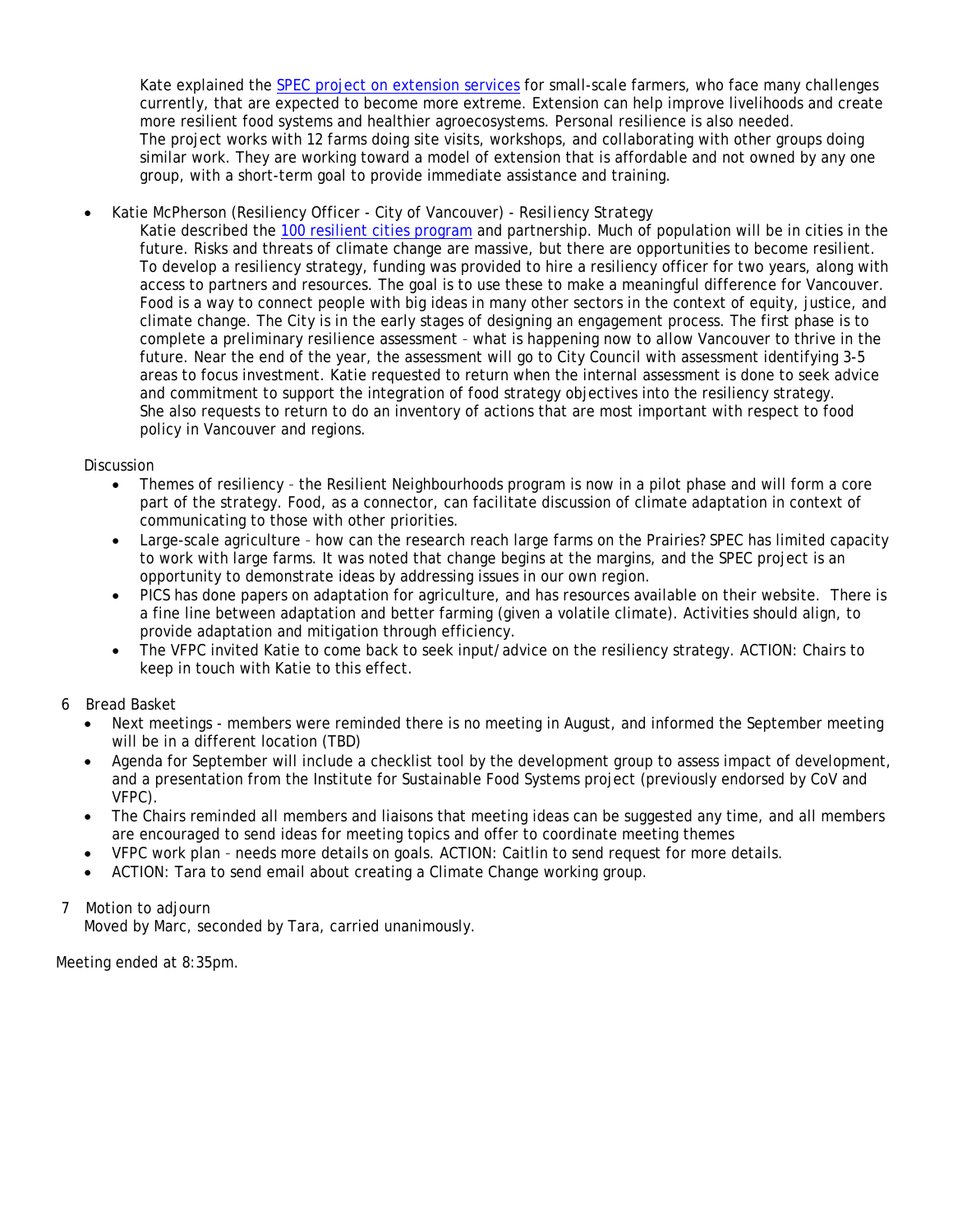Kate explained the [SPEC project on extension services] for small-scale farmers, who face many challenges currently, that are expected to become more extreme. Extension can help improve livelihoods and create more resilient food systems and healthier agroecosystems. Personal resilience is also needed. The project works with 12 farms doing site visits, workshops, and collaborating with other groups doing similar work. They are working toward a model of extension that is affordable and not owned by any one group, with a short-term goal to provide immediate assistance and training.

- Katie McPherson (Resiliency Officer - City of Vancouver) - Resiliency Strategy

  Katie described the [100 resilient cities program] and partnership. Much of population will be in cities in the future. Risks and threats of climate change are massive, but there are opportunities to become resilient. To develop a resiliency strategy, funding was provided to hire a resiliency officer for two years, along with access to partners and resources. The goal is to use these to make a meaningful difference for Vancouver. Food is a way to connect people with big ideas in many other sectors in the context of equity, justice, and climate change. The City is in the early stages of designing an engagement process. The first phase is to complete a preliminary resilience assessment – what is happening now to allow Vancouver to thrive in the future. Near the end of the year, the assessment will go to City Council with assessment identifying 3-5 areas to focus investment. Katie requested to return when the internal assessment is done to seek advice and commitment to support the integration of food strategy objectives into the resiliency strategy. She also requests to return to do an inventory of actions that are most important with respect to food policy in Vancouver and regions.

Discussion

- Themes of resiliency – the Resilient Neighbourhoods program is now in a pilot phase and will form a core part of the strategy. Food, as a connector, can facilitate discussion of climate adaptation in context of communicating to those with other priorities.
- Large-scale agriculture – how can the research reach large farms on the Prairies? SPEC has limited capacity to work with large farms. It was noted that change begins at the margins, and the SPEC project is an opportunity to demonstrate ideas by addressing issues in our own region.
- PICS has done papers on adaptation for agriculture, and has resources available on their website. There is a fine line between adaptation and better farming (given a volatile climate). Activities should align, to provide adaptation and mitigation through efficiency.
- The VFPC invited Katie to come back to seek input/advice on the resiliency strategy. ACTION: Chairs to keep in touch with Katie to this effect.

6 Bread Basket

- Next meetings - members were reminded there is no meeting in August, and informed the September meeting will be in a different location (TBD)
- Agenda for September will include a checklist tool by the development group to assess impact of development, and a presentation from the Institute for Sustainable Food Systems project (previously endorsed by CoV and VFPC).
- The Chairs reminded all members and liaisons that meeting ideas can be suggested any time, and all members are encouraged to send ideas for meeting topics and offer to coordinate meeting themes
- VFPC work plan – needs more details on goals. ACTION: Caitlin to send request for more details.
- ACTION: Tara to send email about creating a Climate Change working group.

7 Motion to adjourn

Moved by Marc, seconded by Tara, carried unanimously.

Meeting ended at 8:35pm.